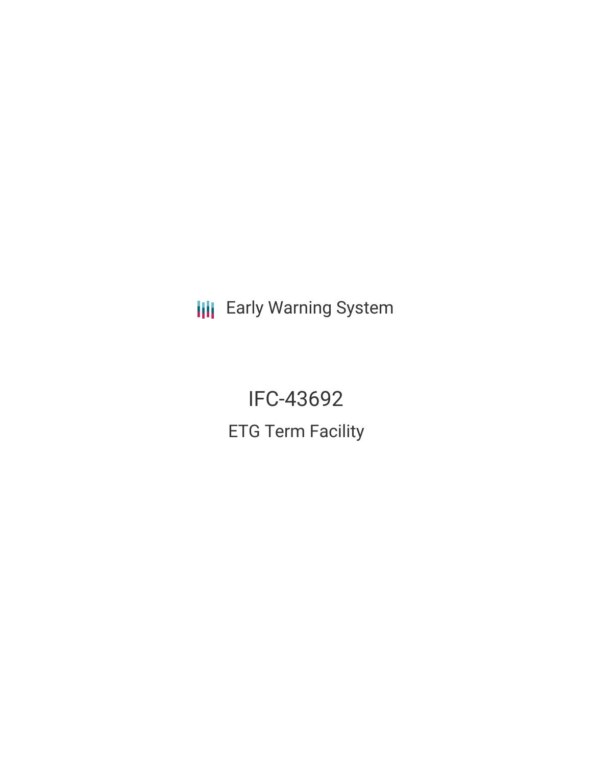Early Warning System

# IFC-43692

## ETG Term Facility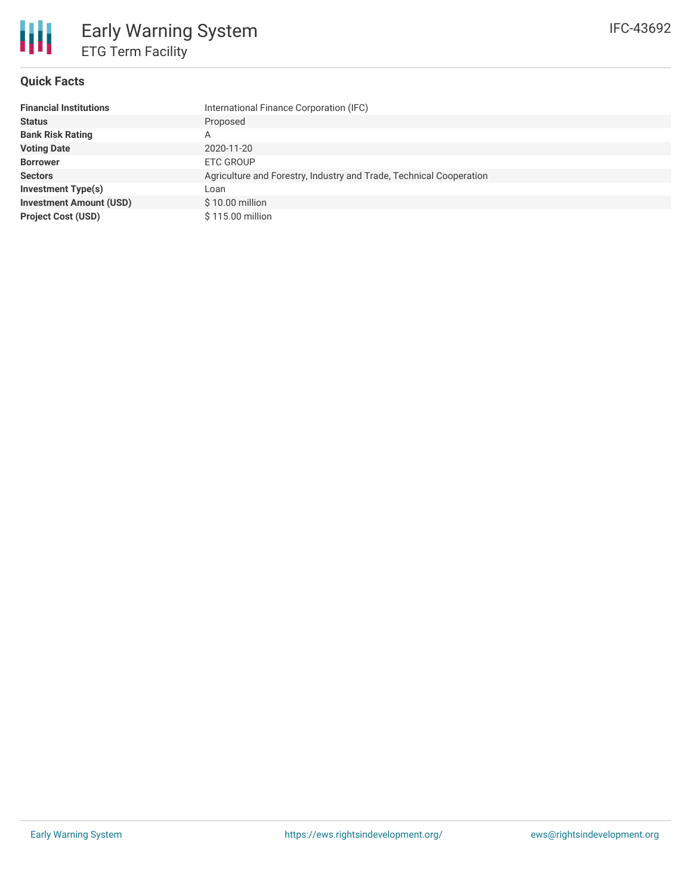# Early Warning System

## ETG Term Facility

IFC-43692

### Quick Facts

| | |
|---|---|
| **Financial Institutions** | International Finance Corporation (IFC) |
| **Status** | Proposed |
| **Bank Risk Rating** | A |
| **Voting Date** | 2020-11-20 |
| **Borrower** | ETC GROUP |
| **Sectors** | Agriculture and Forestry, Industry and Trade, Technical Cooperation |
| **Investment Type(s)** | Loan |
| **Investment Amount (USD)** | $ 10.00 million |
| **Project Cost (USD)** | $ 115.00 million |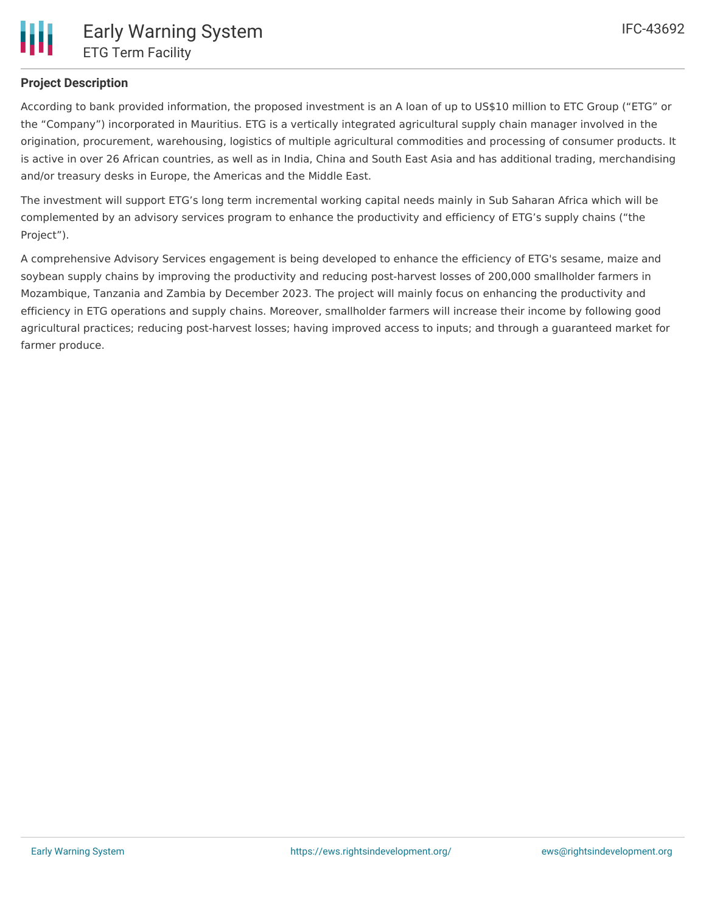## Project Description

According to bank provided information, the proposed investment is an A loan of up to US$10 million to ETC Group (“ETG” or the “Company”) incorporated in Mauritius. ETG is a vertically integrated agricultural supply chain manager involved in the origination, procurement, warehousing, logistics of multiple agricultural commodities and processing of consumer products. It is active in over 26 African countries, as well as in India, China and South East Asia and has additional trading, merchandising and/or treasury desks in Europe, the Americas and the Middle East.

The investment will support ETG’s long term incremental working capital needs mainly in Sub Saharan Africa which will be complemented by an advisory services program to enhance the productivity and efficiency of ETG’s supply chains (“the Project”).

A comprehensive Advisory Services engagement is being developed to enhance the efficiency of ETG's sesame, maize and soybean supply chains by improving the productivity and reducing post-harvest losses of 200,000 smallholder farmers in Mozambique, Tanzania and Zambia by December 2023. The project will mainly focus on enhancing the productivity and efficiency in ETG operations and supply chains. Moreover, smallholder farmers will increase their income by following good agricultural practices; reducing post-harvest losses; having improved access to inputs; and through a guaranteed market for farmer produce.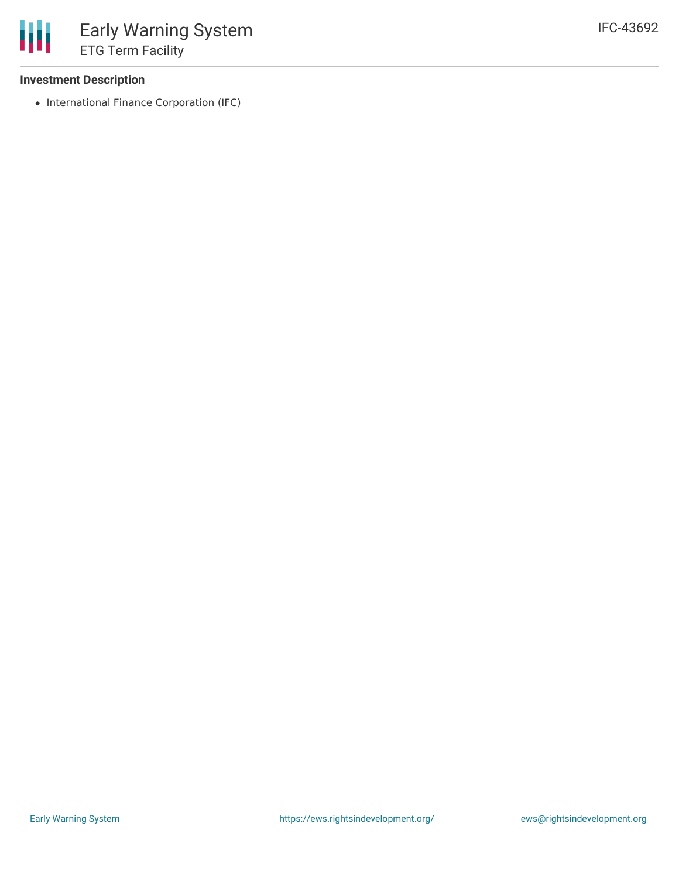### Investment Description

- International Finance Corporation (IFC)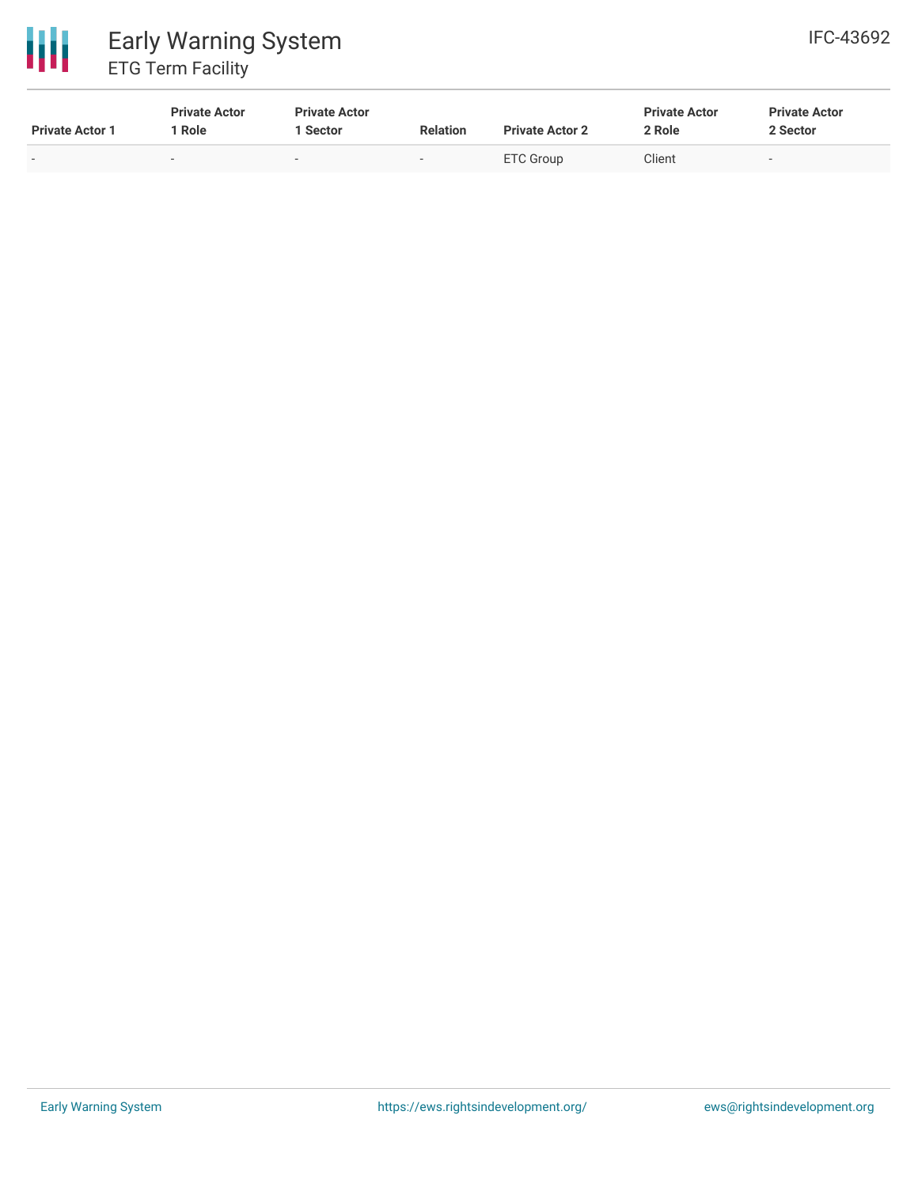| Private Actor 1 | Private Actor 1 Role | Private Actor 1 Sector | Relation | Private Actor 2 | Private Actor 2 Role | Private Actor 2 Sector |
|---|---|---|---|---|---|---|
| - | - | - | - | ETC Group | Client | - |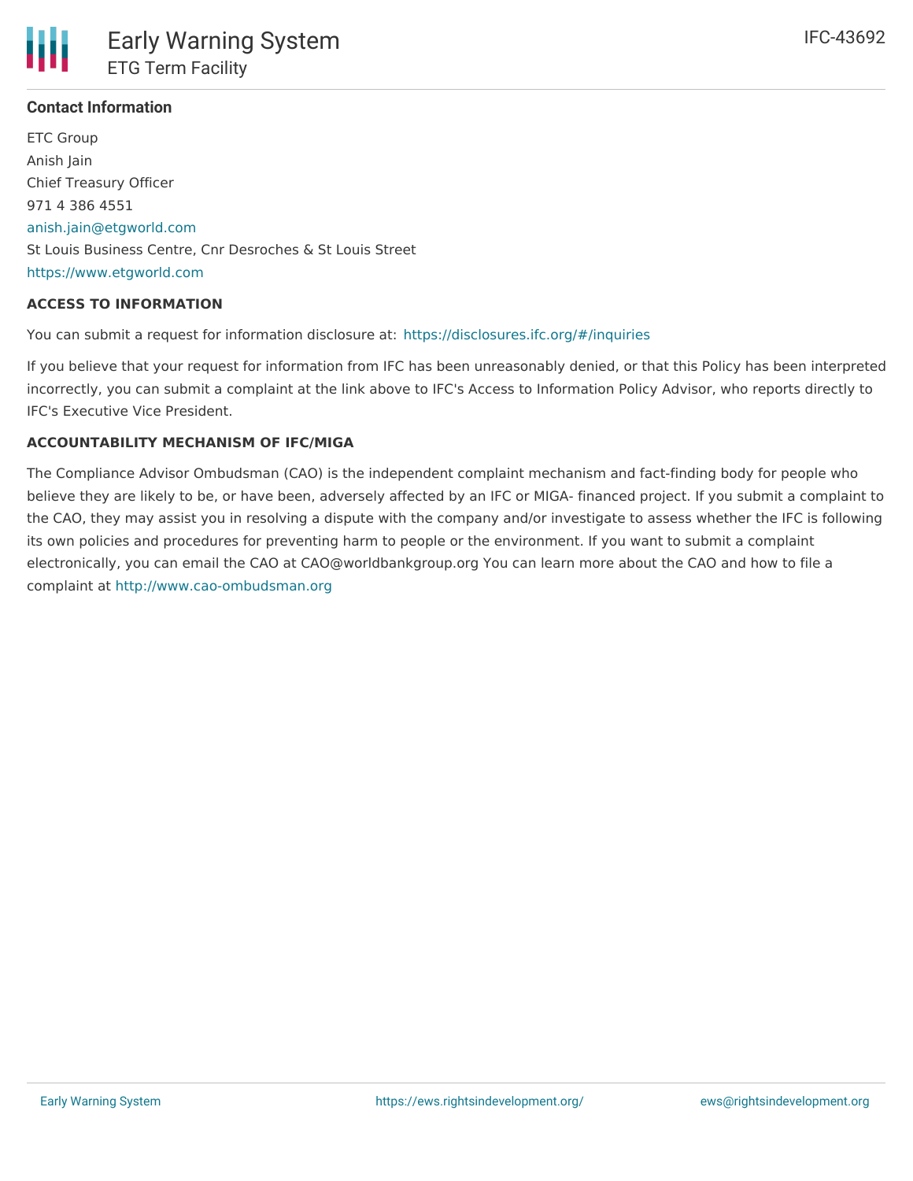**Contact Information**

ETC Group
Anish Jain
Chief Treasury Officer
971 4 386 4551
anish.jain@etgworld.com
St Louis Business Centre, Cnr Desroches & St Louis Street
https://www.etgworld.com

**ACCESS TO INFORMATION**

You can submit a request for information disclosure at: https://disclosures.ifc.org/#/inquiries

If you believe that your request for information from IFC has been unreasonably denied, or that this Policy has been interpreted incorrectly, you can submit a complaint at the link above to IFC's Access to Information Policy Advisor, who reports directly to IFC's Executive Vice President.

**ACCOUNTABILITY MECHANISM OF IFC/MIGA**

The Compliance Advisor Ombudsman (CAO) is the independent complaint mechanism and fact-finding body for people who believe they are likely to be, or have been, adversely affected by an IFC or MIGA- financed project. If you submit a complaint to the CAO, they may assist you in resolving a dispute with the company and/or investigate to assess whether the IFC is following its own policies and procedures for preventing harm to people or the environment. If you want to submit a complaint electronically, you can email the CAO at CAO@worldbankgroup.org You can learn more about the CAO and how to file a complaint at http://www.cao-ombudsman.org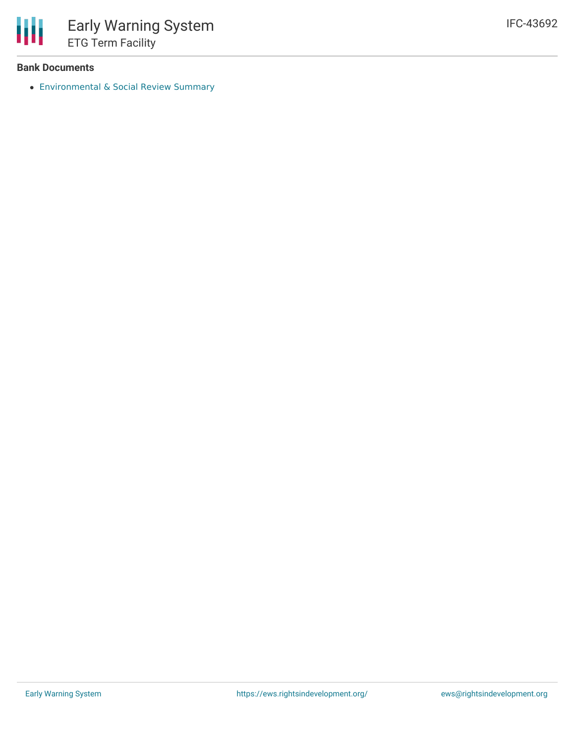**Bank Documents**

- Environmental & Social Review Summary